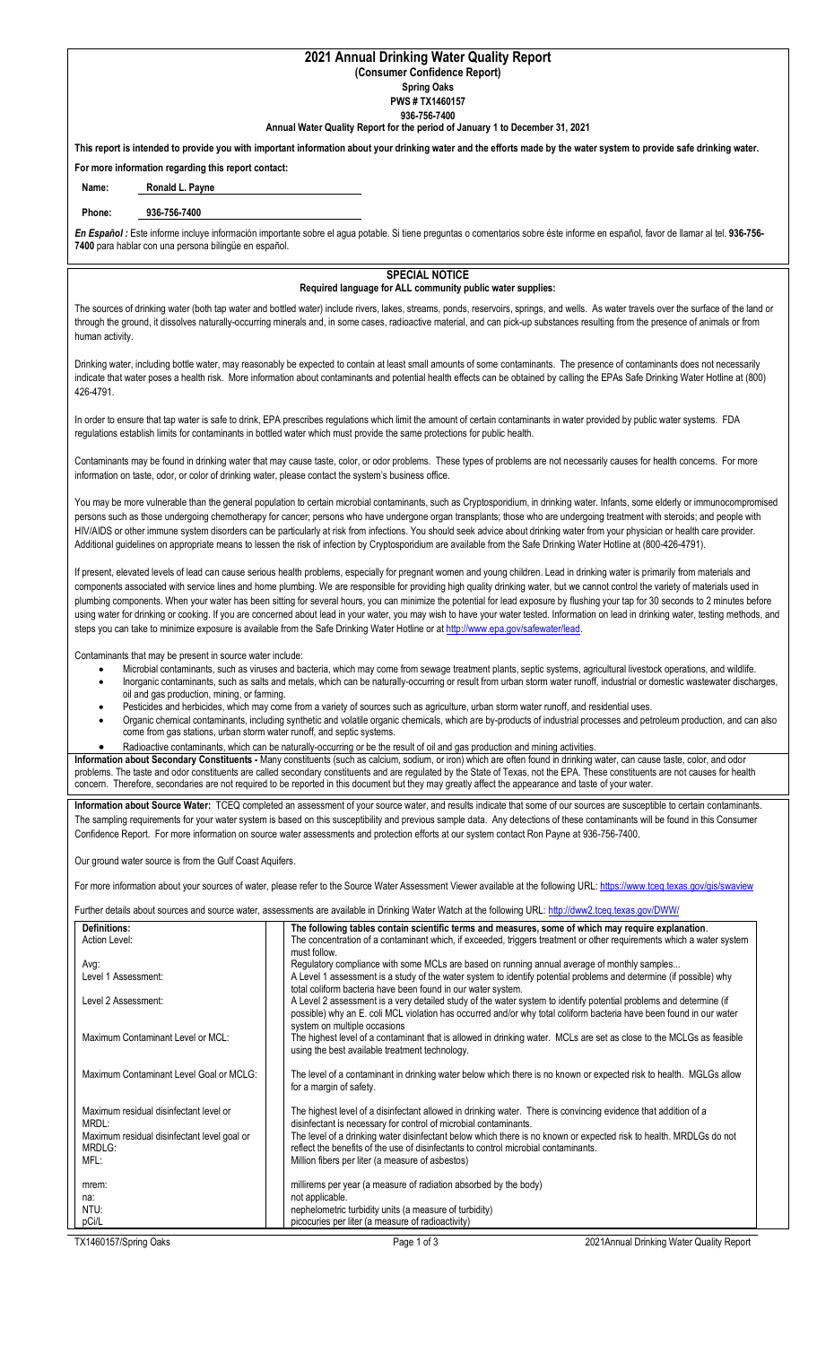# 2021 Annual Drinking Water Quality Report

**(Consumer Confidence Report)**

**Spring Oaks**

**PWS # TX1460157**

**936-756-7400**

**Annual Water Quality Report for the period of January 1 to December 31, 2021**

**This report is intended to provide you with important information about your drinking water and the efforts made by the water system to provide safe drinking water.**

**For more information regarding this report contact:**

**Name:** **Ronald L. Payne**

**Phone:** **936-756-7400**

***En Español :*** Este informe incluye información importante sobre el agua potable. Si tiene preguntas o comentarios sobre éste informe en español, favor de llamar al tel. **936-756-7400** para hablar con una persona bilingüe en español.

## SPECIAL NOTICE

**Required language for ALL community public water supplies:**

The sources of drinking water (both tap water and bottled water) include rivers, lakes, streams, ponds, reservoirs, springs, and wells. As water travels over the surface of the land or through the ground, it dissolves naturally-occurring minerals and, in some cases, radioactive material, and can pick-up substances resulting from the presence of animals or from human activity.

Drinking water, including bottle water, may reasonably be expected to contain at least small amounts of some contaminants. The presence of contaminants does not necessarily indicate that water poses a health risk. More information about contaminants and potential health effects can be obtained by calling the EPAs Safe Drinking Water Hotline at (800) 426-4791.

In order to ensure that tap water is safe to drink, EPA prescribes regulations which limit the amount of certain contaminants in water provided by public water systems. FDA regulations establish limits for contaminants in bottled water which must provide the same protections for public health.

Contaminants may be found in drinking water that may cause taste, color, or odor problems. These types of problems are not necessarily causes for health concerns. For more information on taste, odor, or color of drinking water, please contact the system's business office.

You may be more vulnerable than the general population to certain microbial contaminants, such as Cryptosporidium, in drinking water. Infants, some elderly or immunocompromised persons such as those undergoing chemotherapy for cancer; persons who have undergone organ transplants; those who are undergoing treatment with steroids; and people with HIV/AIDS or other immune system disorders can be particularly at risk from infections. You should seek advice about drinking water from your physician or health care provider. Additional guidelines on appropriate means to lessen the risk of infection by Cryptosporidium are available from the Safe Drinking Water Hotline at (800-426-4791).

If present, elevated levels of lead can cause serious health problems, especially for pregnant women and young children. Lead in drinking water is primarily from materials and components associated with service lines and home plumbing. We are responsible for providing high quality drinking water, but we cannot control the variety of materials used in plumbing components. When your water has been sitting for several hours, you can minimize the potential for lead exposure by flushing your tap for 30 seconds to 2 minutes before using water for drinking or cooking. If you are concerned about lead in your water, you may wish to have your water tested. Information on lead in drinking water, testing methods, and steps you can take to minimize exposure is available from the Safe Drinking Water Hotline or at http://www.epa.gov/safewater/lead.

Contaminants that may be present in source water include:

- Microbial contaminants, such as viruses and bacteria, which may come from sewage treatment plants, septic systems, agricultural livestock operations, and wildlife.
- Inorganic contaminants, such as salts and metals, which can be naturally-occurring or result from urban storm water runoff, industrial or domestic wastewater discharges, oil and gas production, mining, or farming.
- Pesticides and herbicides, which may come from a variety of sources such as agriculture, urban storm water runoff, and residential uses.
- Organic chemical contaminants, including synthetic and volatile organic chemicals, which are by-products of industrial processes and petroleum production, and can also come from gas stations, urban storm water runoff, and septic systems.
- Radioactive contaminants, which can be naturally-occurring or be the result of oil and gas production and mining activities.

**Information about Secondary Constituents -** Many constituents (such as calcium, sodium, or iron) which are often found in drinking water, can cause taste, color, and odor problems. The taste and odor constituents are called secondary constituents and are regulated by the State of Texas, not the EPA. These constituents are not causes for health concern. Therefore, secondaries are not required to be reported in this document but they may greatly affect the appearance and taste of your water.

**Information about Source Water:** TCEQ completed an assessment of your source water, and results indicate that some of our sources are susceptible to certain contaminants. The sampling requirements for your water system is based on this susceptibility and previous sample data. Any detections of these contaminants will be found in this Consumer Confidence Report. For more information on source water assessments and protection efforts at our system contact Ron Payne at 936-756-7400.

Our ground water source is from the Gulf Coast Aquifers.

For more information about your sources of water, please refer to the Source Water Assessment Viewer available at the following URL: https://www.tceq.texas.gov/gis/swaview

Further details about sources and source water, assessments are available in Drinking Water Watch at the following URL: http://dww2.tceq.texas.gov/DWW/

| **Definitions:** | **The following tables contain scientific terms and measures, some of which may require explanation**. |
|---|---|
| Action Level: | The concentration of a contaminant which, if exceeded, triggers treatment or other requirements which a water system must follow. |
| Avg: | Regulatory compliance with some MCLs are based on running annual average of monthly samples... |
| Level 1 Assessment: | A Level 1 assessment is a study of the water system to identify potential problems and determine (if possible) why total coliform bacteria have been found in our water system. |
| Level 2 Assessment: | A Level 2 assessment is a very detailed study of the water system to identify potential problems and determine (if possible) why an E. coli MCL violation has occurred and/or why total coliform bacteria have been found in our water system on multiple occasions |
| Maximum Contaminant Level or MCL: | The highest level of a contaminant that is allowed in drinking water. MCLs are set as close to the MCLGs as feasible using the best available treatment technology. |
| Maximum Contaminant Level Goal or MCLG: | The level of a contaminant in drinking water below which there is no known or expected risk to health. MGLGs allow for a margin of safety. |
| Maximum residual disinfectant level or MRDL: | The highest level of a disinfectant allowed in drinking water. There is convincing evidence that addition of a disinfectant is necessary for control of microbial contaminants. |
| Maximum residual disinfectant level goal or MRDLG: | The level of a drinking water disinfectant below which there is no known or expected risk to health. MRDLGs do not reflect the benefits of the use of disinfectants to control microbial contaminants. |
| MFL: | Million fibers per liter (a measure of asbestos) |
| mrem: | millirems per year (a measure of radiation absorbed by the body) |
| na: | not applicable. |
| NTU: | nephelometric turbidity units (a measure of turbidity) |
| pCi/L | picocuries per liter (a measure of radioactivity) |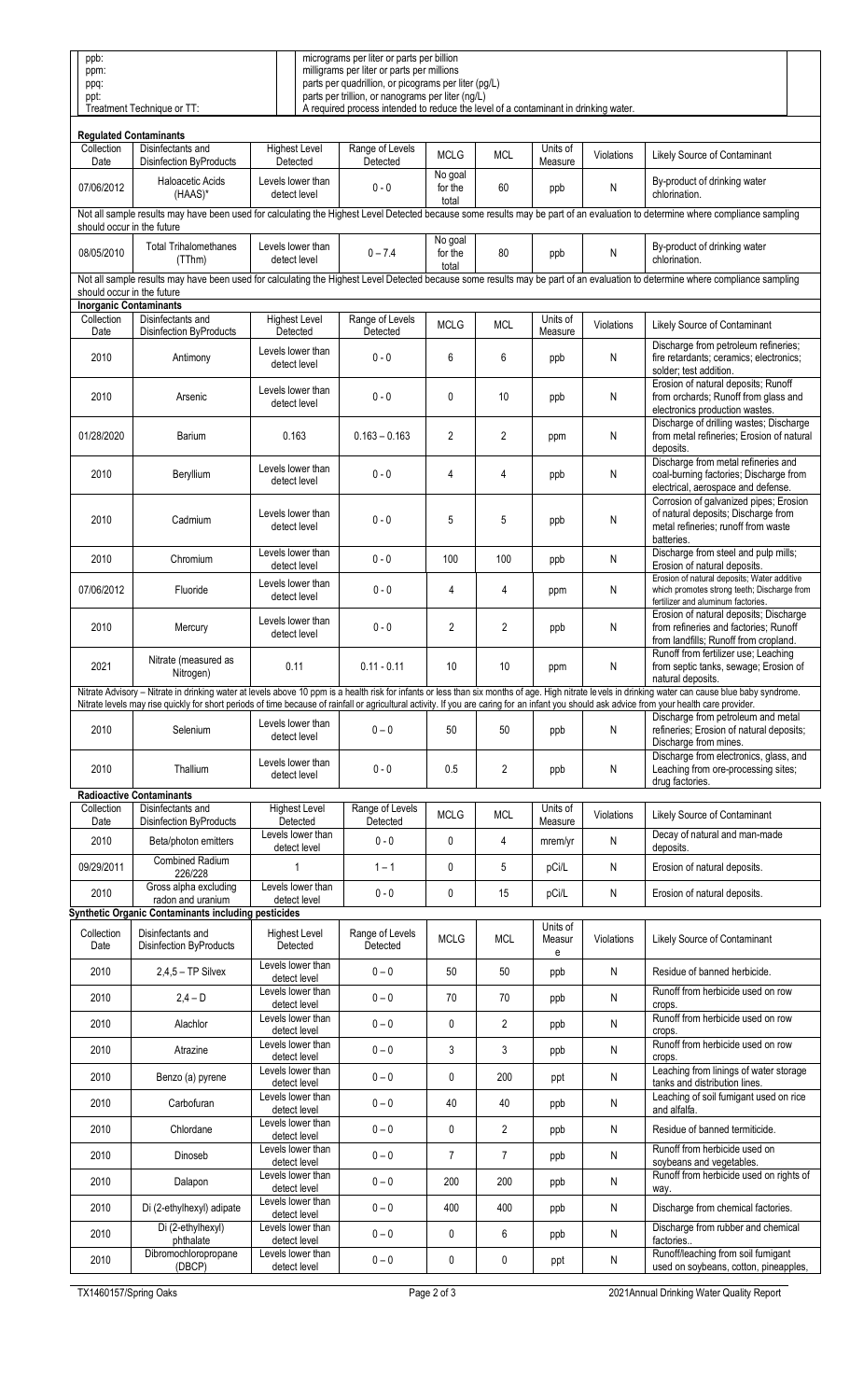| | |
|---|---|
| ppb: | micrograms per liter or parts per billion |
| ppm: | milligrams per liter or parts per millions |
| ppq: | parts per quadrillion, or picograms per liter (pg/L) |
| ppt: | parts per trillion, or nanograms per liter (ng/L) |
| Treatment Technique or TT: | A required process intended to reduce the level of a contaminant in drinking water. |

**Regulated Contaminants**

| Collection Date | Disinfectants and Disinfection ByProducts | Highest Level Detected | Range of Levels Detected | MCLG | MCL | Units of Measure | Violations | Likely Source of Contaminant |
|---|---|---|---|---|---|---|---|---|
| 07/06/2012 | Haloacetic Acids (HAAS)* | Levels lower than detect level | 0 - 0 | No goal for the total | 60 | ppb | N | By-product of drinking water chlorination. |
| Not all sample results may have been used for calculating the Highest Level Detected because some results may be part of an evaluation to determine where compliance sampling should occur in the future | | | | | | | | |
| 08/05/2010 | Total Trihalomethanes (TThm) | Levels lower than detect level | 0 – 7.4 | No goal for the total | 80 | ppb | N | By-product of drinking water chlorination. |
| Not all sample results may have been used for calculating the Highest Level Detected because some results may be part of an evaluation to determine where compliance sampling should occur in the future | | | | | | | | |

**Inorganic Contaminants**

| Collection Date | Disinfectants and Disinfection ByProducts | Highest Level Detected | Range of Levels Detected | MCLG | MCL | Units of Measure | Violations | Likely Source of Contaminant |
|---|---|---|---|---|---|---|---|---|
| 2010 | Antimony | Levels lower than detect level | 0 - 0 | 6 | 6 | ppb | N | Discharge from petroleum refineries; fire retardants; ceramics; electronics; solder; test addition. |
| 2010 | Arsenic | Levels lower than detect level | 0 - 0 | 0 | 10 | ppb | N | Erosion of natural deposits; Runoff from orchards; Runoff from glass and electronics production wastes. |
| 01/28/2020 | Barium | 0.163 | 0.163 – 0.163 | 2 | 2 | ppm | N | Discharge of drilling wastes; Discharge from metal refineries; Erosion of natural deposits. |
| 2010 | Beryllium | Levels lower than detect level | 0 - 0 | 4 | 4 | ppb | N | Discharge from metal refineries and coal-burning factories; Discharge from electrical, aerospace and defense. |
| 2010 | Cadmium | Levels lower than detect level | 0 - 0 | 5 | 5 | ppb | N | Corrosion of galvanized pipes; Erosion of natural deposits; Discharge from metal refineries; runoff from waste batteries. |
| 2010 | Chromium | Levels lower than detect level | 0 - 0 | 100 | 100 | ppb | N | Discharge from steel and pulp mills; Erosion of natural deposits. |
| 07/06/2012 | Fluoride | Levels lower than detect level | 0 - 0 | 4 | 4 | ppm | N | Erosion of natural deposits; Water additive which promotes strong teeth; Discharge from fertilizer and aluminum factories. |
| 2010 | Mercury | Levels lower than detect level | 0 - 0 | 2 | 2 | ppb | N | Erosion of natural deposits; Discharge from refineries and factories; Runoff from landfills; Runoff from cropland. |
| 2021 | Nitrate (measured as Nitrogen) | 0.11 | 0.11 - 0.11 | 10 | 10 | ppm | N | Runoff from fertilizer use; Leaching from septic tanks, sewage; Erosion of natural deposits. |
| Nitrate Advisory – Nitrate in drinking water at levels above 10 ppm is a health risk for infants or less than six months of age. High nitrate levels in drinking water can cause blue baby syndrome. Nitrate levels may rise quickly for short periods of time because of rainfall or agricultural activity. If you are caring for an infant you should ask advice from your health care provider. | | | | | | | | |
| 2010 | Selenium | Levels lower than detect level | 0 – 0 | 50 | 50 | ppb | N | Discharge from petroleum and metal refineries; Erosion of natural deposits; Discharge from mines. |
| 2010 | Thallium | Levels lower than detect level | 0 - 0 | 0.5 | 2 | ppb | N | Discharge from electronics, glass, and Leaching from ore-processing sites; drug factories. |

**Radioactive Contaminants**

| Collection Date | Disinfectants and Disinfection ByProducts | Highest Level Detected | Range of Levels Detected | MCLG | MCL | Units of Measure | Violations | Likely Source of Contaminant |
|---|---|---|---|---|---|---|---|---|
| 2010 | Beta/photon emitters | Levels lower than detect level | 0 - 0 | 0 | 4 | mrem/yr | N | Decay of natural and man-made deposits. |
| 09/29/2011 | Combined Radium 226/228 | 1 | 1 – 1 | 0 | 5 | pCi/L | N | Erosion of natural deposits. |
| 2010 | Gross alpha excluding radon and uranium | Levels lower than detect level | 0 - 0 | 0 | 15 | pCi/L | N | Erosion of natural deposits. |

**Synthetic Organic Contaminants including pesticides**

| Collection Date | Disinfectants and Disinfection ByProducts | Highest Level Detected | Range of Levels Detected | MCLG | MCL | Units of Measure | Violations | Likely Source of Contaminant |
|---|---|---|---|---|---|---|---|---|
| 2010 | 2,4,5 – TP Silvex | Levels lower than detect level | 0 – 0 | 50 | 50 | ppb | N | Residue of banned herbicide. |
| 2010 | 2,4 – D | Levels lower than detect level | 0 – 0 | 70 | 70 | ppb | N | Runoff from herbicide used on row crops. |
| 2010 | Alachlor | Levels lower than detect level | 0 – 0 | 0 | 2 | ppb | N | Runoff from herbicide used on row crops. |
| 2010 | Atrazine | Levels lower than detect level | 0 – 0 | 3 | 3 | ppb | N | Runoff from herbicide used on row crops. |
| 2010 | Benzo (a) pyrene | Levels lower than detect level | 0 – 0 | 0 | 200 | ppt | N | Leaching from linings of water storage tanks and distribution lines. |
| 2010 | Carbofuran | Levels lower than detect level | 0 – 0 | 40 | 40 | ppb | N | Leaching of soil fumigant used on rice and alfalfa. |
| 2010 | Chlordane | Levels lower than detect level | 0 – 0 | 0 | 2 | ppb | N | Residue of banned termiticide. |
| 2010 | Dinoseb | Levels lower than detect level | 0 – 0 | 7 | 7 | ppb | N | Runoff from herbicide used on soybeans and vegetables. |
| 2010 | Dalapon | Levels lower than detect level | 0 – 0 | 200 | 200 | ppb | N | Runoff from herbicide used on rights of way. |
| 2010 | Di (2-ethylhexyl) adipate | Levels lower than detect level | 0 – 0 | 400 | 400 | ppb | N | Discharge from chemical factories. |
| 2010 | Di (2-ethylhexyl) phthalate | Levels lower than detect level | 0 – 0 | 0 | 6 | ppb | N | Discharge from rubber and chemical factories.. |
| 2010 | Dibromochloropropane (DBCP) | Levels lower than detect level | 0 – 0 | 0 | 0 | ppt | N | Runoff/leaching from soil fumigant used on soybeans, cotton, pineapples, |

TX1460157/Spring Oaks — 2021Annual Drinking Water Quality Report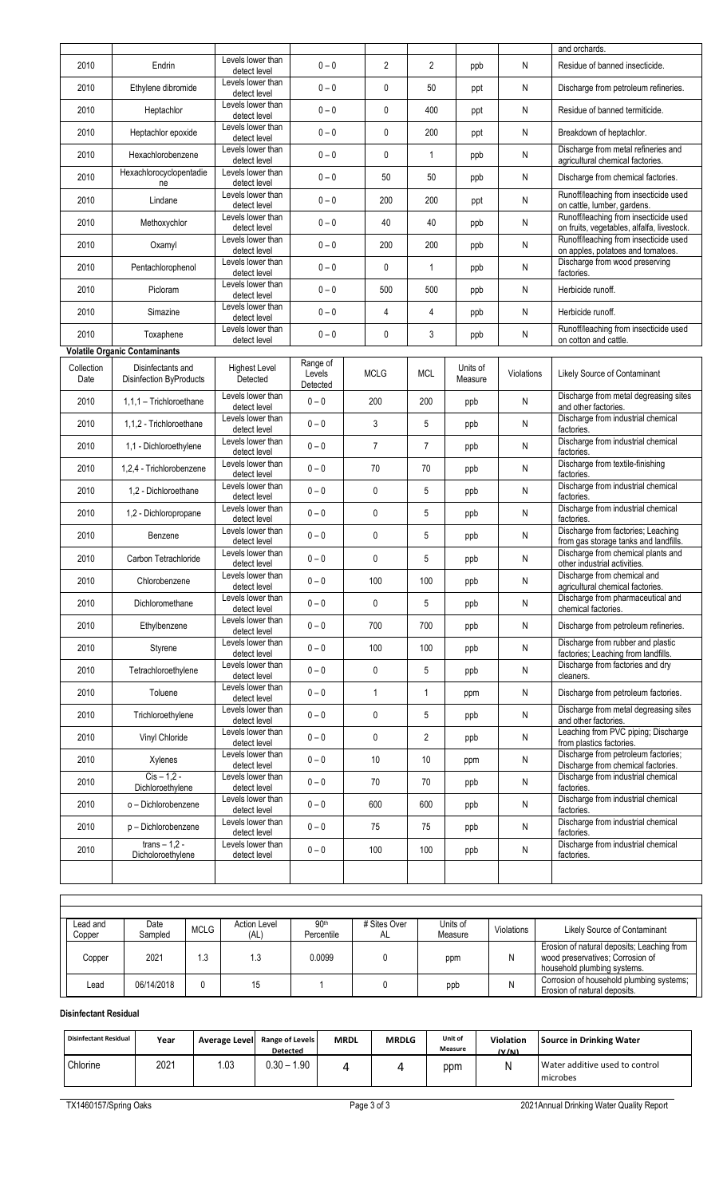| | | | | | | | | |
|---|---|---|---|---|---|---|---|---|
| | | | | | | | | and orchards. |
| 2010 | Endrin | Levels lower than detect level | 0 – 0 | 2 | 2 | ppb | N | Residue of banned insecticide. |
| 2010 | Ethylene dibromide | Levels lower than detect level | 0 – 0 | 0 | 50 | ppt | N | Discharge from petroleum refineries. |
| 2010 | Heptachlor | Levels lower than detect level | 0 – 0 | 0 | 400 | ppt | N | Residue of banned termiticide. |
| 2010 | Heptachlor epoxide | Levels lower than detect level | 0 – 0 | 0 | 200 | ppt | N | Breakdown of heptachlor. |
| 2010 | Hexachlorobenzene | Levels lower than detect level | 0 – 0 | 0 | 1 | ppb | N | Discharge from metal refineries and agricultural chemical factories. |
| 2010 | Hexachlorocyclopentadiene | Levels lower than detect level | 0 – 0 | 50 | 50 | ppb | N | Discharge from chemical factories. |
| 2010 | Lindane | Levels lower than detect level | 0 – 0 | 200 | 200 | ppt | N | Runoff/leaching from insecticide used on cattle, lumber, gardens. |
| 2010 | Methoxychlor | Levels lower than detect level | 0 – 0 | 40 | 40 | ppb | N | Runoff/leaching from insecticide used on fruits, vegetables, alfalfa, livestock. |
| 2010 | Oxamyl | Levels lower than detect level | 0 – 0 | 200 | 200 | ppb | N | Runoff/leaching from insecticide used on apples, potatoes and tomatoes. |
| 2010 | Pentachlorophenol | Levels lower than detect level | 0 – 0 | 0 | 1 | ppb | N | Discharge from wood preserving factories. |
| 2010 | Picloram | Levels lower than detect level | 0 – 0 | 500 | 500 | ppb | N | Herbicide runoff. |
| 2010 | Simazine | Levels lower than detect level | 0 – 0 | 4 | 4 | ppb | N | Herbicide runoff. |
| 2010 | Toxaphene | Levels lower than detect level | 0 – 0 | 0 | 3 | ppb | N | Runoff/leaching from insecticide used on cotton and cattle. |

**Volatile Organic Contaminants**

| Collection Date | Disinfectants and Disinfection ByProducts | Highest Level Detected | Range of Levels Detected | MCLG | MCL | Units of Measure | Violations | Likely Source of Contaminant |
|---|---|---|---|---|---|---|---|---|
| 2010 | 1,1,1 – Trichloroethane | Levels lower than detect level | 0 – 0 | 200 | 200 | ppb | N | Discharge from metal degreasing sites and other factories. |
| 2010 | 1,1,2 - Trichloroethane | Levels lower than detect level | 0 – 0 | 3 | 5 | ppb | N | Discharge from industrial chemical factories. |
| 2010 | 1,1 - Dichloroethylene | Levels lower than detect level | 0 – 0 | 7 | 7 | ppb | N | Discharge from industrial chemical factories. |
| 2010 | 1,2,4 - Trichlorobenzene | Levels lower than detect level | 0 – 0 | 70 | 70 | ppb | N | Discharge from textile-finishing factories. |
| 2010 | 1,2 - Dichloroethane | Levels lower than detect level | 0 – 0 | 0 | 5 | ppb | N | Discharge from industrial chemical factories. |
| 2010 | 1,2 - Dichloropropane | Levels lower than detect level | 0 – 0 | 0 | 5 | ppb | N | Discharge from industrial chemical factories. |
| 2010 | Benzene | Levels lower than detect level | 0 – 0 | 0 | 5 | ppb | N | Discharge from factories; Leaching from gas storage tanks and landfills. |
| 2010 | Carbon Tetrachloride | Levels lower than detect level | 0 – 0 | 0 | 5 | ppb | N | Discharge from chemical plants and other industrial activities. |
| 2010 | Chlorobenzene | Levels lower than detect level | 0 – 0 | 100 | 100 | ppb | N | Discharge from chemical and agricultural chemical factories. |
| 2010 | Dichloromethane | Levels lower than detect level | 0 – 0 | 0 | 5 | ppb | N | Discharge from pharmaceutical and chemical factories. |
| 2010 | Ethylbenzene | Levels lower than detect level | 0 – 0 | 700 | 700 | ppb | N | Discharge from petroleum refineries. |
| 2010 | Styrene | Levels lower than detect level | 0 – 0 | 100 | 100 | ppb | N | Discharge from rubber and plastic factories; Leaching from landfills. |
| 2010 | Tetrachloroethylene | Levels lower than detect level | 0 – 0 | 0 | 5 | ppb | N | Discharge from factories and dry cleaners. |
| 2010 | Toluene | Levels lower than detect level | 0 – 0 | 1 | 1 | ppm | N | Discharge from petroleum factories. |
| 2010 | Trichloroethylene | Levels lower than detect level | 0 – 0 | 0 | 5 | ppb | N | Discharge from metal degreasing sites and other factories. |
| 2010 | Vinyl Chloride | Levels lower than detect level | 0 – 0 | 0 | 2 | ppb | N | Leaching from PVC piping; Discharge from plastics factories. |
| 2010 | Xylenes | Levels lower than detect level | 0 – 0 | 10 | 10 | ppm | N | Discharge from petroleum factories; Discharge from chemical factories. |
| 2010 | Cis – 1,2 - Dichloroethylene | Levels lower than detect level | 0 – 0 | 70 | 70 | ppb | N | Discharge from industrial chemical factories. |
| 2010 | o – Dichlorobenzene | Levels lower than detect level | 0 – 0 | 600 | 600 | ppb | N | Discharge from industrial chemical factories. |
| 2010 | p – Dichlorobenzene | Levels lower than detect level | 0 – 0 | 75 | 75 | ppb | N | Discharge from industrial chemical factories. |
| 2010 | trans – 1,2 - Dicholoroethylene | Levels lower than detect level | 0 – 0 | 100 | 100 | ppb | N | Discharge from industrial chemical factories. |

| Lead and Copper | Date Sampled | MCLG | Action Level (AL) | 90th Percentile | # Sites Over AL | Units of Measure | Violations | Likely Source of Contaminant |
|---|---|---|---|---|---|---|---|---|
| Copper | 2021 | 1.3 | 1.3 | 0.0099 | 0 | ppm | N | Erosion of natural deposits; Leaching from wood preservatives; Corrosion of household plumbing systems. |
| Lead | 06/14/2018 | 0 | 15 | 1 | 0 | ppb | N | Corrosion of household plumbing systems; Erosion of natural deposits. |

**Disinfectant Residual**

| Disinfectant Residual | Year | Average Level | Range of Levels Detected | MRDL | MRDLG | Unit of Measure | Violation (Y/N) | Source in Drinking Water |
|---|---|---|---|---|---|---|---|---|
| Chlorine | 2021 | 1.03 | 0.30 – 1.90 | 4 | 4 | ppm | N | Water additive used to control microbes |